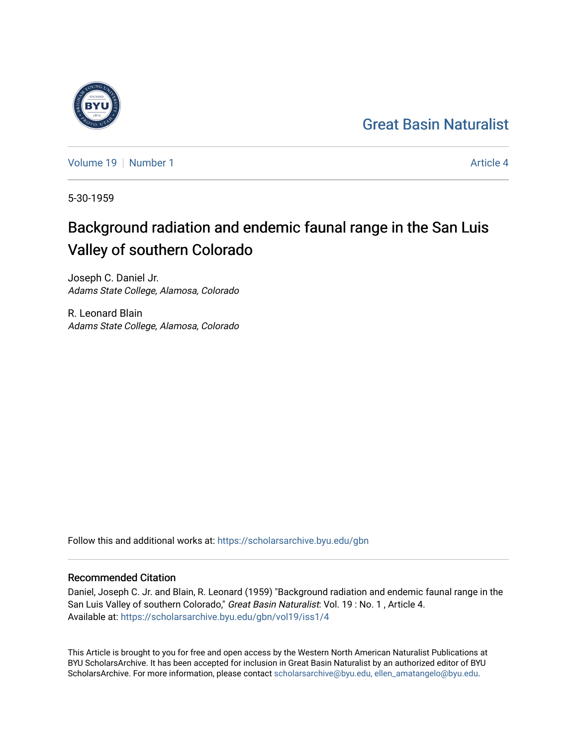Great Basin Naturalist

Volume 19 | Number 1 — Article 4

5-30-1959

# Background radiation and endemic faunal range in the San Luis Valley of southern Colorado

Joseph C. Daniel Jr.
*Adams State College, Alamosa, Colorado*

R. Leonard Blain
*Adams State College, Alamosa, Colorado*

Follow this and additional works at: https://scholarsarchive.byu.edu/gbn

## Recommended Citation

Daniel, Joseph C. Jr. and Blain, R. Leonard (1959) "Background radiation and endemic faunal range in the San Luis Valley of southern Colorado," *Great Basin Naturalist*: Vol. 19 : No. 1 , Article 4.
Available at: https://scholarsarchive.byu.edu/gbn/vol19/iss1/4

This Article is brought to you for free and open access by the Western North American Naturalist Publications at BYU ScholarsArchive. It has been accepted for inclusion in Great Basin Naturalist by an authorized editor of BYU ScholarsArchive. For more information, please contact scholarsarchive@byu.edu, ellen_amatangelo@byu.edu.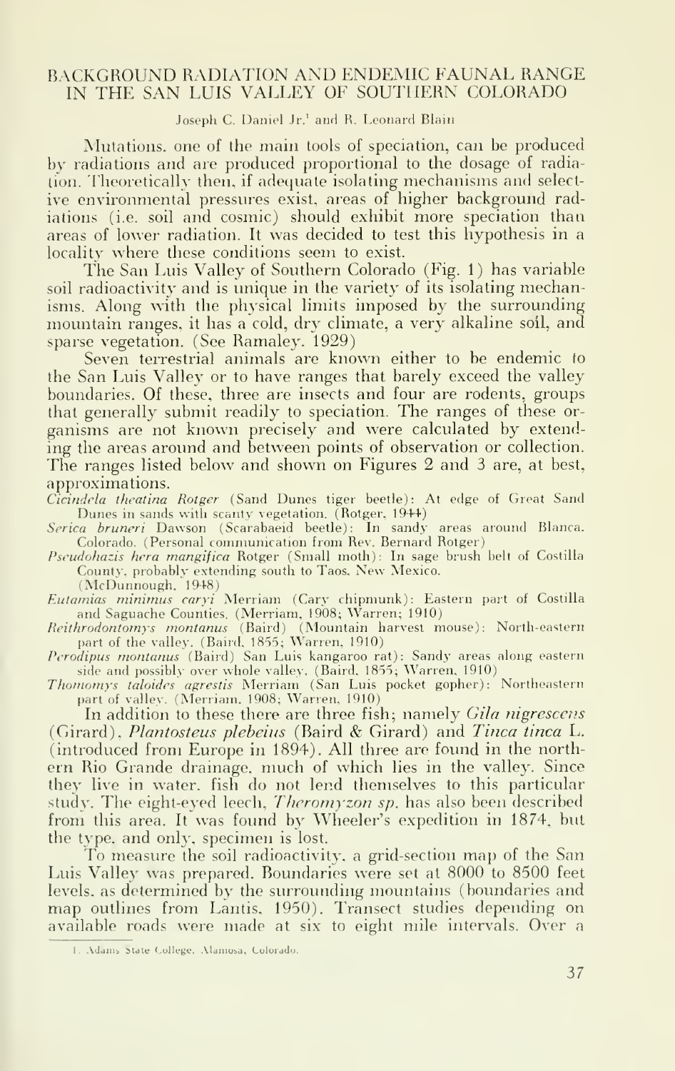# BACKGROUND RADIATION AND ENDEMIC FAUNAL RANGE IN THE SAN LUIS VALLEY OF SOUTHERN COLORADO

Joseph C. Daniel Jr.[1] and R. Leonard Blain

Mutations, one of the main tools of speciation, can be produced by radiations and are produced proportional to the dosage of radiation. Theoretically then, if adequate isolating mechanisms and selective environmental pressures exist, areas of higher background radiations (i.e. soil and cosmic) should exhibit more speciation than areas of lower radiation. It was decided to test this hypothesis in a locality where these conditions seem to exist.

The San Luis Valley of Southern Colorado (Fig. 1) has variable soil radioactivity and is unique in the variety of its isolating mechanisms. Along with the physical limits imposed by the surrounding mountain ranges, it has a cold, dry climate, a very alkaline soil, and sparse vegetation. (See Ramaley, 1929)

Seven terrestrial animals are known either to be endemic to the San Luis Valley or to have ranges that barely exceed the valley boundaries. Of these, three are insects and four are rodents, groups that generally submit readily to speciation. The ranges of these organisms are not known precisely and were calculated by extending the areas around and between points of observation or collection. The ranges listed below and shown on Figures 2 and 3 are, at best, approximations.

*Cicindela theatina Rotger* (Sand Dunes tiger beetle): At edge of Great Sand Dunes in sands with scanty vegetation. (Rotger, 1944)

*Serica bruneri* Dawson (Scarabaeid beetle): In sandy areas around Blanca, Colorado. (Personal communication from Rev. Bernard Rotger)

*Pseudohazis hera mangifica* Rotger (Small moth): In sage brush belt of Costilla County, probably extending south to Taos, New Mexico. (McDunnough, 1948)

*Eutamias minimus caryi* Merriam (Cary chipmunk): Eastern part of Costilla and Saguache Counties. (Merriam, 1908; Warren; 1910)

*Reithrodontomys montanus* (Baird) (Mountain harvest mouse): North-eastern part of the valley. (Baird, 1855; Warren, 1910)

*Perodipus montanus* (Baird) San Luis kangaroo rat): Sandy areas along eastern side and possibly over whole valley. (Baird, 1855; Warren, 1910)

*Thomomys taloides agrestis* Merriam (San Luis pocket gopher): Northeastern part of valley. (Merriam, 1908; Warren, 1910)

In addition to these there are three fish; namely *Gila nigrescens* (Girard), *Plantosteus plebeius* (Baird & Girard) and *Tinca tinca* L. (introduced from Europe in 1894). All three are found in the northern Rio Grande drainage, much of which lies in the valley. Since they live in water, fish do not lend themselves to this particular study. The eight-eyed leech, *Theromyzon sp.* has also been described from this area. It was found by Wheeler's expedition in 1874, but the type, and only, specimen is lost.

To measure the soil radioactivity, a grid-section map of the San Luis Valley was prepared. Boundaries were set at 8000 to 8500 feet levels, as determined by the surrounding mountains (boundaries and map outlines from Lantis, 1950). Transect studies depending on available roads were made at six to eight mile intervals. Over a

[1] Adams State College, Alamosa, Colorado.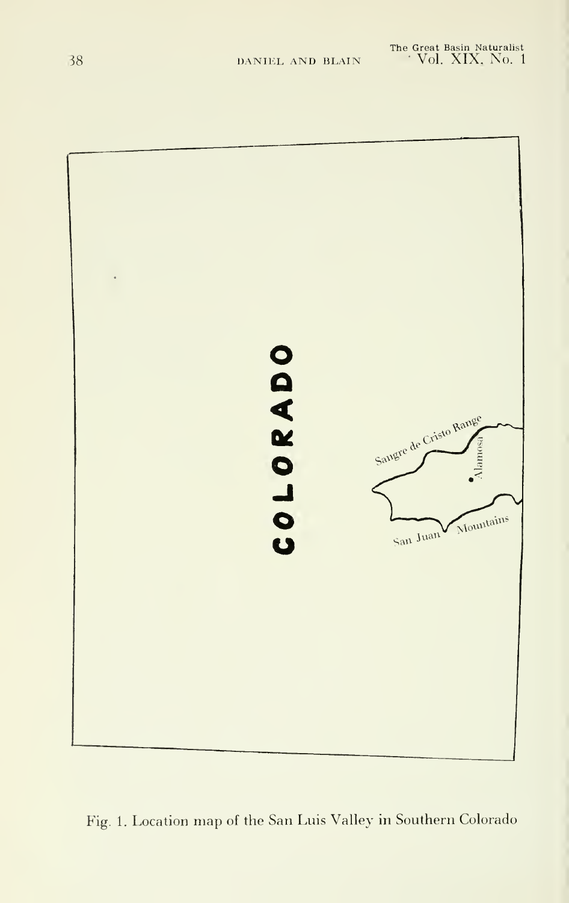COLORADO

Sangre de Cristo Range

Alamosa

San Juan Mountains

Fig. 1. Location map of the San Luis Valley in Southern Colorado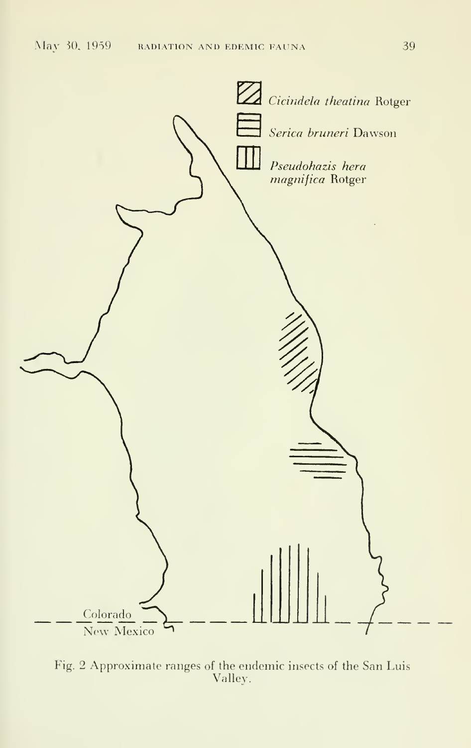*Cicindela theatina* Rotger

*Serica bruneri* Dawson

*Pseudohazis hera magnifica* Rotger

Colorado

New Mexico

Fig. 2 Approximate ranges of the endemic insects of the San Luis Valley.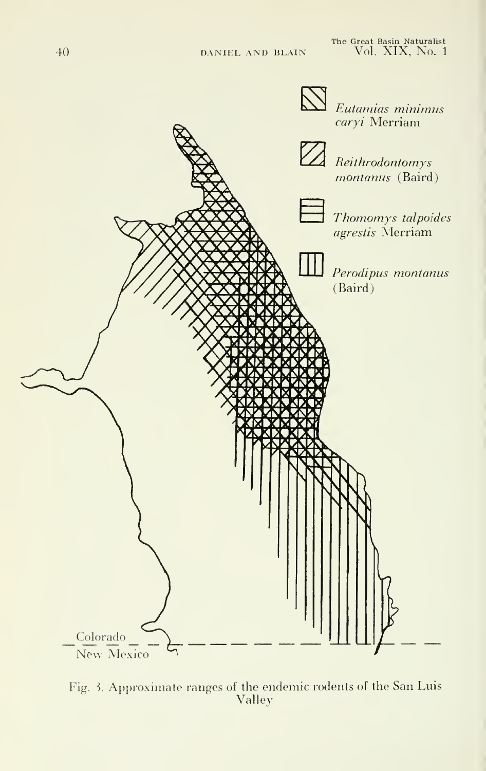*Eutamias minimus caryi* Merriam

*Reithrodontomys montanus* (Baird)

*Thomomys talpoides agrestis* Merriam

*Perodipus montanus* (Baird)

Colorado

New Mexico

Fig. 3. Approximate ranges of the endemic rodents of the San Luis Valley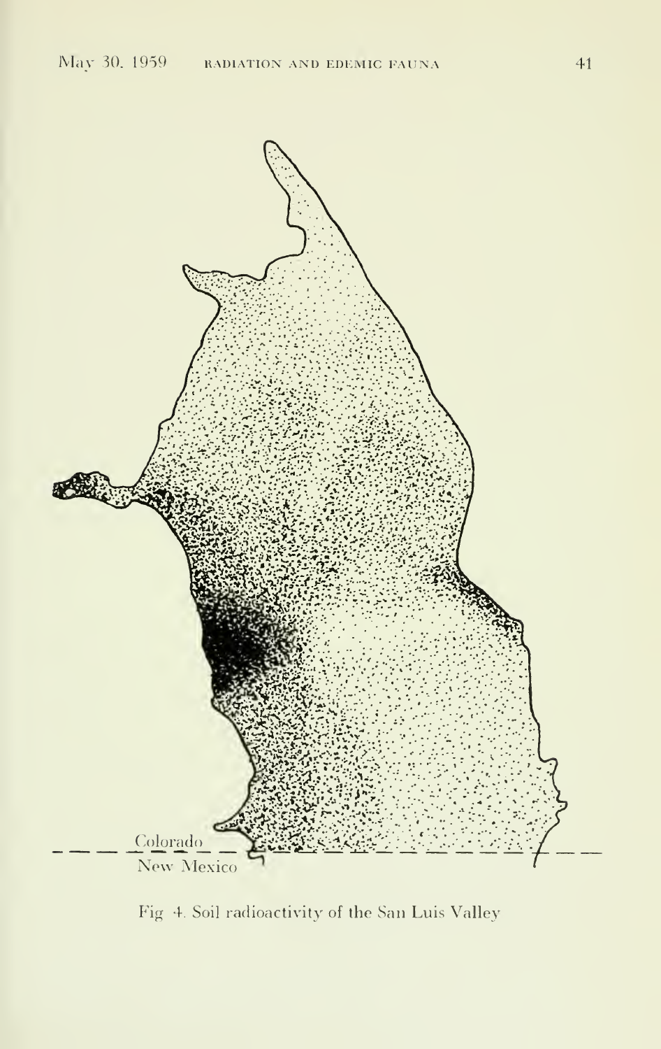Colorado

New Mexico

Fig 4. Soil radioactivity of the San Luis Valley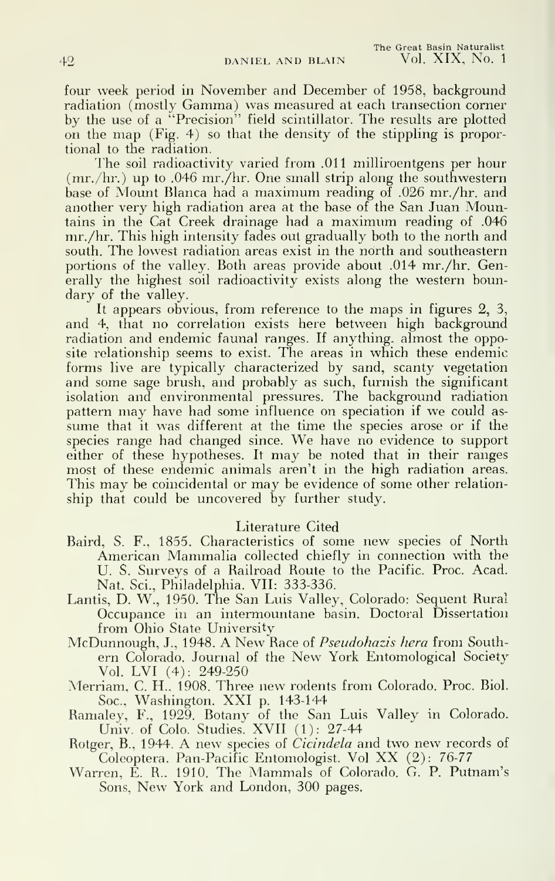four week period in November and December of 1958, background radiation (mostly Gamma) was measured at each transection corner by the use of a "Precision" field scintillator. The results are plotted on the map (Fig. 4) so that the density of the stippling is proportional to the radiation.

The soil radioactivity varied from .011 milliroentgens per hour (mr./hr.) up to .046 mr./hr. One small strip along the southwestern base of Mount Blanca had a maximum reading of .026 mr./hr. and another very high radiation area at the base of the San Juan Mountains in the Cat Creek drainage had a maximum reading of .046 mr./hr. This high intensity fades out gradually both to the north and south. The lowest radiation areas exist in the north and southeastern portions of the valley. Both areas provide about .014 mr./hr. Generally the highest soil radioactivity exists along the western boundary of the valley.

It appears obvious, from reference to the maps in figures 2, 3, and 4, that no correlation exists here between high background radiation and endemic faunal ranges. If anything, almost the opposite relationship seems to exist. The areas in which these endemic forms live are typically characterized by sand, scanty vegetation and some sage brush, and probably as such, furnish the significant isolation and environmental pressures. The background radiation pattern may have had some influence on speciation if we could assume that it was different at the time the species arose or if the species range had changed since. We have no evidence to support either of these hypotheses. It may be noted that in their ranges most of these endemic animals aren't in the high radiation areas. This may be coincidental or may be evidence of some other relationship that could be uncovered by further study.

## Literature Cited

Baird, S. F., 1855. Characteristics of some new species of North American Mammalia collected chiefly in connection with the U. S. Surveys of a Railroad Route to the Pacific. Proc. Acad. Nat. Sci., Philadelphia. VII: 333-336.

Lantis, D. W., 1950. The San Luis Valley, Colorado: Sequent Rural Occupance in an intermountane basin. Doctoral Dissertation from Ohio State University

McDunnough, J., 1948. A New Race of *Pseudohazis hera* from Southern Colorado. Journal of the New York Entomological Society Vol. LVI (4): 249-250

Merriam, C. H., 1908. Three new rodents from Colorado. Proc. Biol. Soc., Washington. XXI p. 143-144

Ramaley, F., 1929. Botany of the San Luis Valley in Colorado. Univ. of Colo. Studies. XVII (1): 27-44

Rotger, B., 1944. A new species of *Cicindela* and two new records of Coleoptera. Pan-Pacific Entomologist. Vol XX (2): 76-77

Warren, E. R., 1910. The Mammals of Colorado. G. P. Putnam's Sons, New York and London, 300 pages.